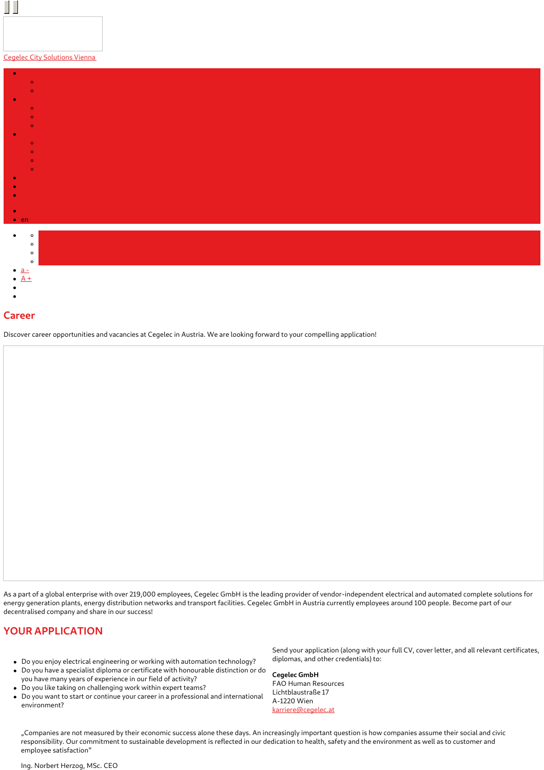Cegelec City Solutions Vienna

- en

- a -
- A +

# Career

Discover career opportunities and vacancies at Cegelec in Austria. We are looking forward to your compelling application!

As a part of a global enterprise with over 219,000 employees, Cegelec GmbH is the leading provider of vendor-independent electrical and automated complete solutions for energy generation plants, energy distribution networks and transport facilities. Cegelec GmbH in Austria currently employees around 100 people. Become part of our decentralised company and share in our success!

## YOUR APPLICATION

- Do you enjoy electrical engineering or working with automation technology?
- Do you have a specialist diploma or certificate with honourable distinction or do you have many years of experience in our field of activity?
- Do you like taking on challenging work within expert teams?
- Do you want to start or continue your career in a professional and international environment?

Send your application (along with your full CV, cover letter, and all relevant certificates, diplomas, and other credentials) to:

**Cegelec GmbH**
FAO Human Resources
Lichtblaustraße 17
A-1220 Wien
karriere@cegelec.at

„Companies are not measured by their economic success alone these days. An increasingly important question is how companies assume their social and civic responsibility. Our commitment to sustainable development is reflected in our dedication to health, safety and the environment as well as to customer and employee satisfaction“

Ing. Norbert Herzog, MSc. CEO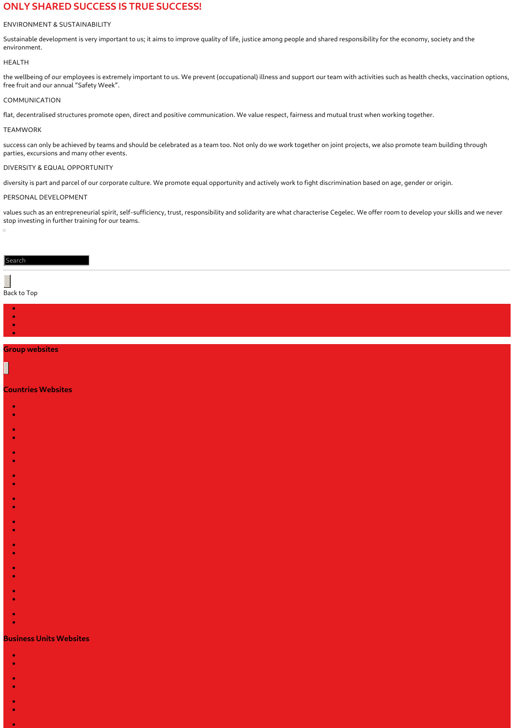# ONLY SHARED SUCCESS IS TRUE SUCCESS!

ENVIRONMENT & SUSTAINABILITY

Sustainable development is very important to us; it aims to improve quality of life, justice among people and shared responsibility for the economy, society and the environment.

HEALTH

the wellbeing of our employees is extremely important to us. We prevent (occupational) illness and support our team with activities such as health checks, vaccination options, free fruit and our annual "Safety Week".

COMMUNICATION

flat, decentralised structures promote open, direct and positive communication. We value respect, fairness and mutual trust when working together.

TEAMWORK

success can only be achieved by teams and should be celebrated as a team too. Not only do we work together on joint projects, we also promote team building through parties, excursions and many other events.

DIVERSITY & EQUAL OPPORTUNITY

diversity is part and parcel of our corporate culture. We promote equal opportunity and actively work to fight discrimination based on age, gender or origin.

PERSONAL DEVELOPMENT

values such as an entrepreneurial spirit, self-sufficiency, trust, responsibility and solidarity are what characterise Cegelec. We offer room to develop your skills and we never stop investing in further training for our teams.

Search

Back to Top

**Group websites**

**Countries Websites**

**Business Units Websites**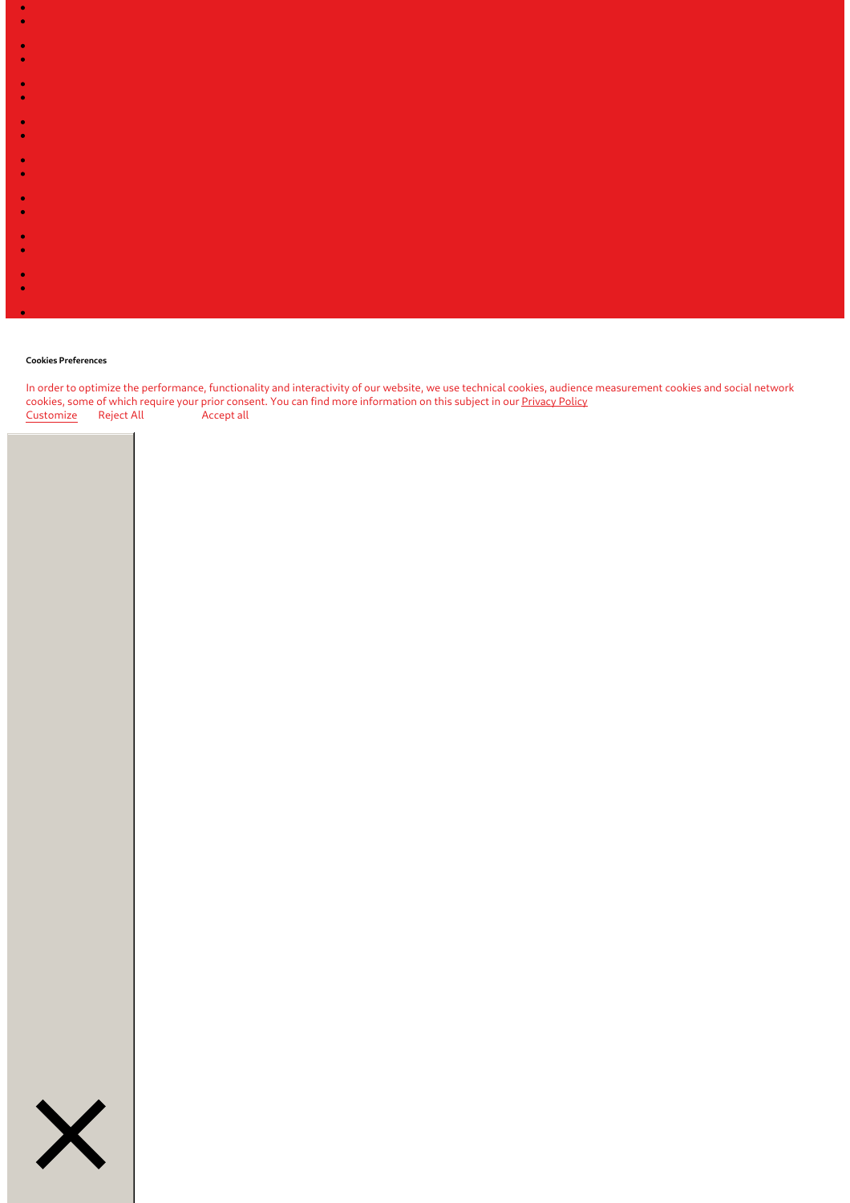**Cookies Preferences**

In order to optimize the performance, functionality and interactivity of our website, we use technical cookies, audience measurement cookies and social network cookies, some of which require your prior consent. You can find more information on this subject in our Privacy Policy

Customize Reject All Accept all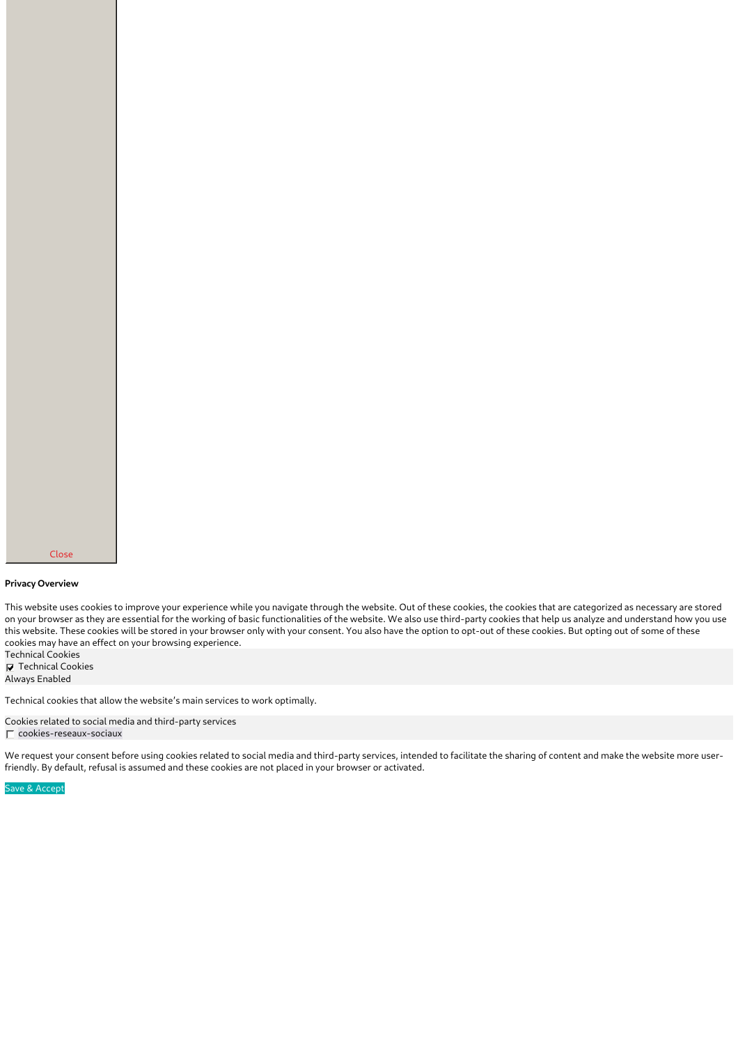Close

**Privacy Overview**

This website uses cookies to improve your experience while you navigate through the website. Out of these cookies, the cookies that are categorized as necessary are stored on your browser as they are essential for the working of basic functionalities of the website. We also use third-party cookies that help us analyze and understand how you use this website. These cookies will be stored in your browser only with your consent. You also have the option to opt-out of these cookies. But opting out of some of these cookies may have an effect on your browsing experience.

Technical Cookies

- [x] Technical Cookies

Always Enabled

Technical cookies that allow the website's main services to work optimally.

Cookies related to social media and third-party services

- [ ] cookies-reseaux-sociaux

We request your consent before using cookies related to social media and third-party services, intended to facilitate the sharing of content and make the website more user-friendly. By default, refusal is assumed and these cookies are not placed in your browser or activated.

Save & Accept